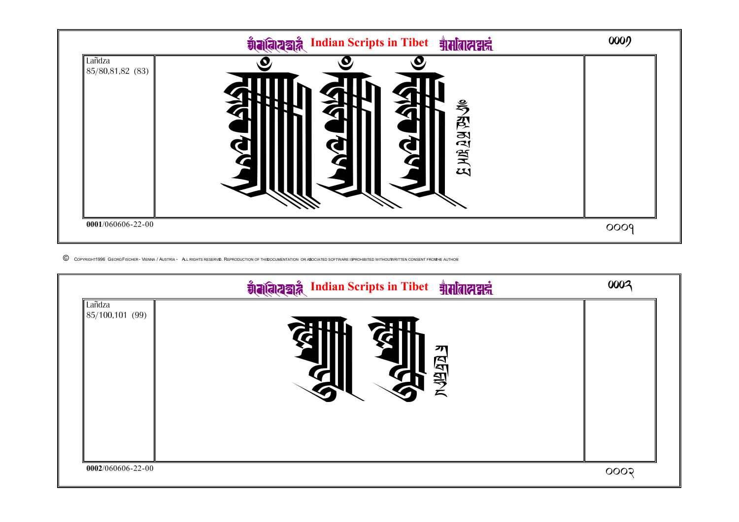Indian Scripts in Tibet

Lañdza
85/80,81,82 (83)

0001/060606-22-00

© COPYRIGHT 1996 GEORG FISCHER - VIENNA / AUSTRIA - ALL RIGHTS RESERVED. REPRODUCTION OF THIS DOCUMENTATION OR ASSOCIATED SOFTWARE IS PROHIBITED WITHOUT WRITTEN CONSENT FROM THE AUTHOR

Indian Scripts in Tibet

Lañdza
85/100,101 (99)

0002/060606-22-00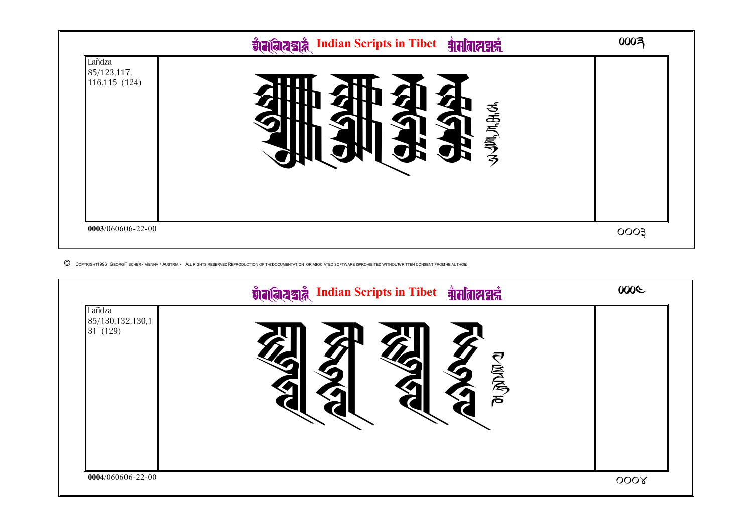Lañdza
85/123,117,
116.115 (124)

**0003**/060606-22-00

© COPYRIGHT 1996 GEORG FISCHER - VIENNA / AUSTRIA - ALL RIGHTS RESERVED REPRODUCTION OF THIS DOCUMENTATION OR ASSOCIATED SOFTWARE IS PROHIBITED WITHOUT WRITTEN CONSENT FROM THE AUTHOR

Lañdza
85/130,132,130,1
31 (129)

**0004**/060606-22-00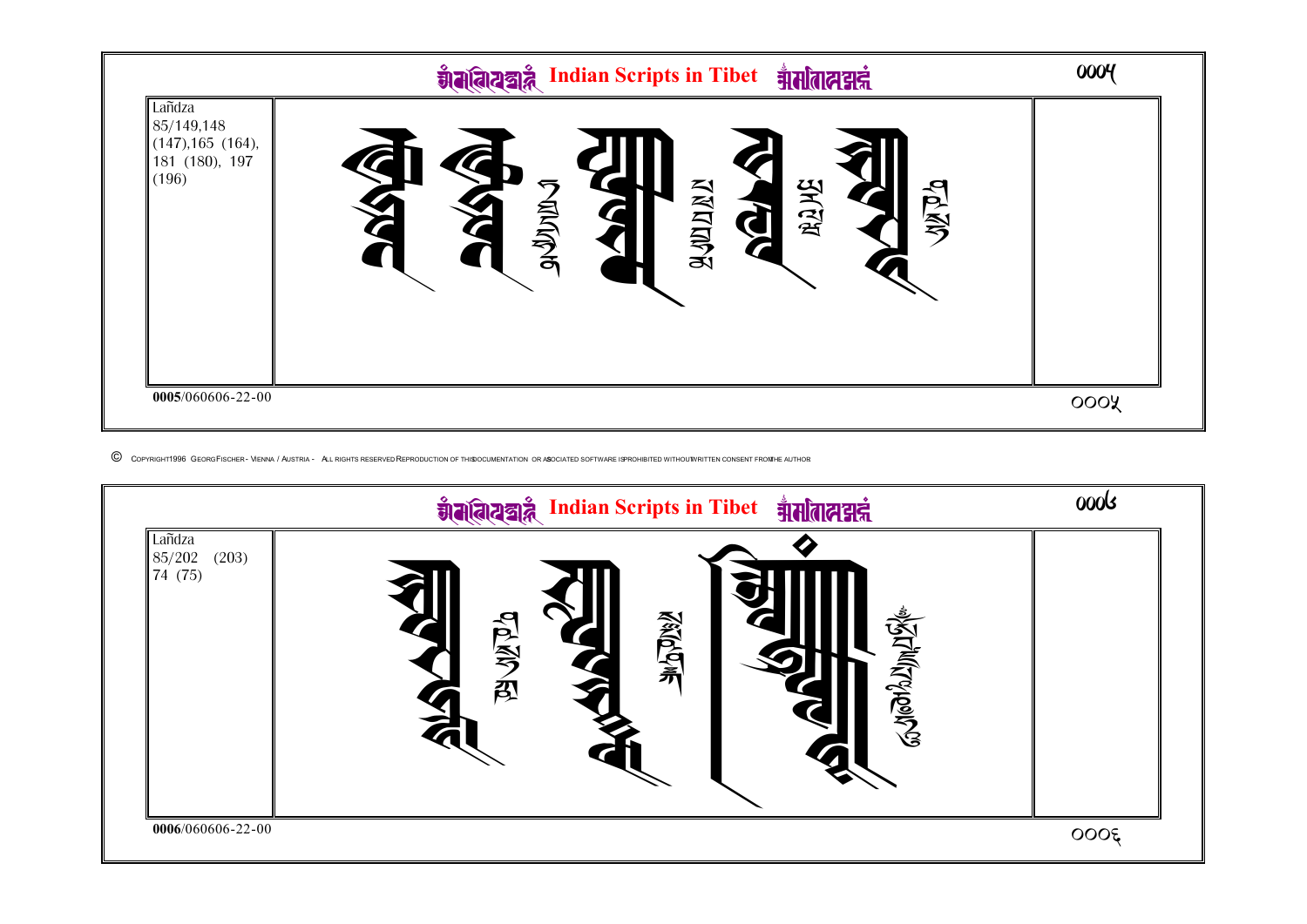## Indian Scripts in Tibet

| Lañdza 85/149,148 (147),165 (164), 181 (180), 197 (196) | | |
|---|---|---|

**0005**/060606-22-00

© COPYRIGHT 1996 GEORG FISCHER - VIENNA / AUSTRIA - ALL RIGHTS RESERVED REPRODUCTION OF THIS DOCUMENTATION OR ASSOCIATED SOFTWARE IS PROHIBITED WITHOUT WRITTEN CONSENT FROM THE AUTHOR

## Indian Scripts in Tibet

| Lañdza 85/202 (203) 74 (75) | | |
|---|---|---|

**0006**/060606-22-00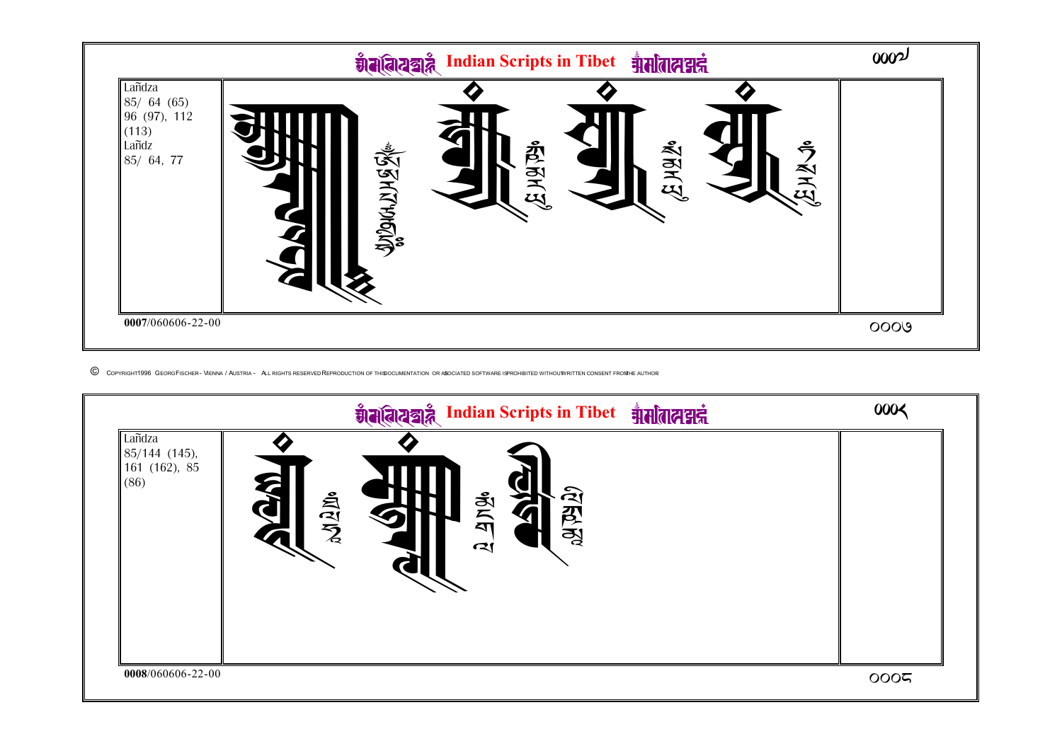Indian Scripts in Tibet

| | |
|---|---|
| Lañdza<br>85/ 64 (65)<br>96 (97), 112<br>(113)<br>Lañdz<br>85/ 64, 77 | |

**0007**/060606-22-00

© COPYRIGHT 1996 GEORG FISCHER - VIENNA / AUSTRIA - ALL RIGHTS RESERVED REPRODUCTION OF THIS DOCUMENTATION OR ASSOCIATED SOFTWARE IS PROHIBITED WITHOUT WRITTEN CONSENT FROM THE AUTHOR

Indian Scripts in Tibet

| | |
|---|---|
| Lañdza<br>85/144 (145),<br>161 (162), 85<br>(86) | |

**0008**/060606-22-00